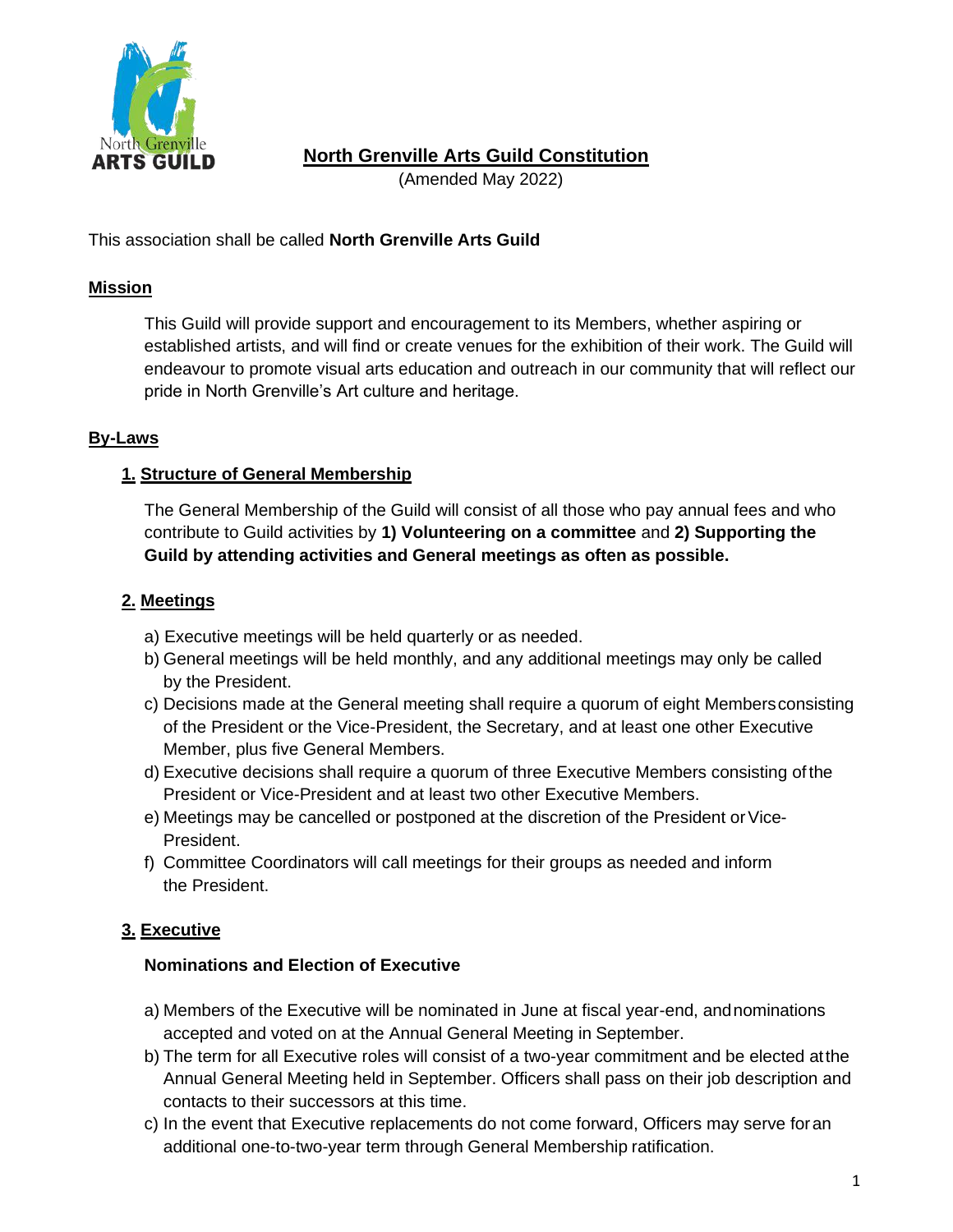# North Grenville Arts Guild Constitution

(Amended May 2022)

This association shall be called **North Grenville Arts Guild**

## Mission

This Guild will provide support and encouragement to its Members, whether aspiring or established artists, and will find or create venues for the exhibition of their work. The Guild will endeavour to promote visual arts education and outreach in our community that will reflect our pride in North Grenville's Art culture and heritage.

## By-Laws

### 1. Structure of General Membership

The General Membership of the Guild will consist of all those who pay annual fees and who contribute to Guild activities by **1) Volunteering on a committee** and **2) Supporting the Guild by attending activities and General meetings as often as possible.**

### 2. Meetings

a) Executive meetings will be held quarterly or as needed.

b) General meetings will be held monthly, and any additional meetings may only be called by the President.

c) Decisions made at the General meeting shall require a quorum of eight Members consisting of the President or the Vice-President, the Secretary, and at least one other Executive Member, plus five General Members.

d) Executive decisions shall require a quorum of three Executive Members consisting of the President or Vice-President and at least two other Executive Members.

e) Meetings may be cancelled or postponed at the discretion of the President or Vice-President.

f) Committee Coordinators will call meetings for their groups as needed and inform the President.

### 3. Executive

**Nominations and Election of Executive**

a) Members of the Executive will be nominated in June at fiscal year-end, and nominations accepted and voted on at the Annual General Meeting in September.

b) The term for all Executive roles will consist of a two-year commitment and be elected at the Annual General Meeting held in September. Officers shall pass on their job description and contacts to their successors at this time.

c) In the event that Executive replacements do not come forward, Officers may serve for an additional one-to-two-year term through General Membership ratification.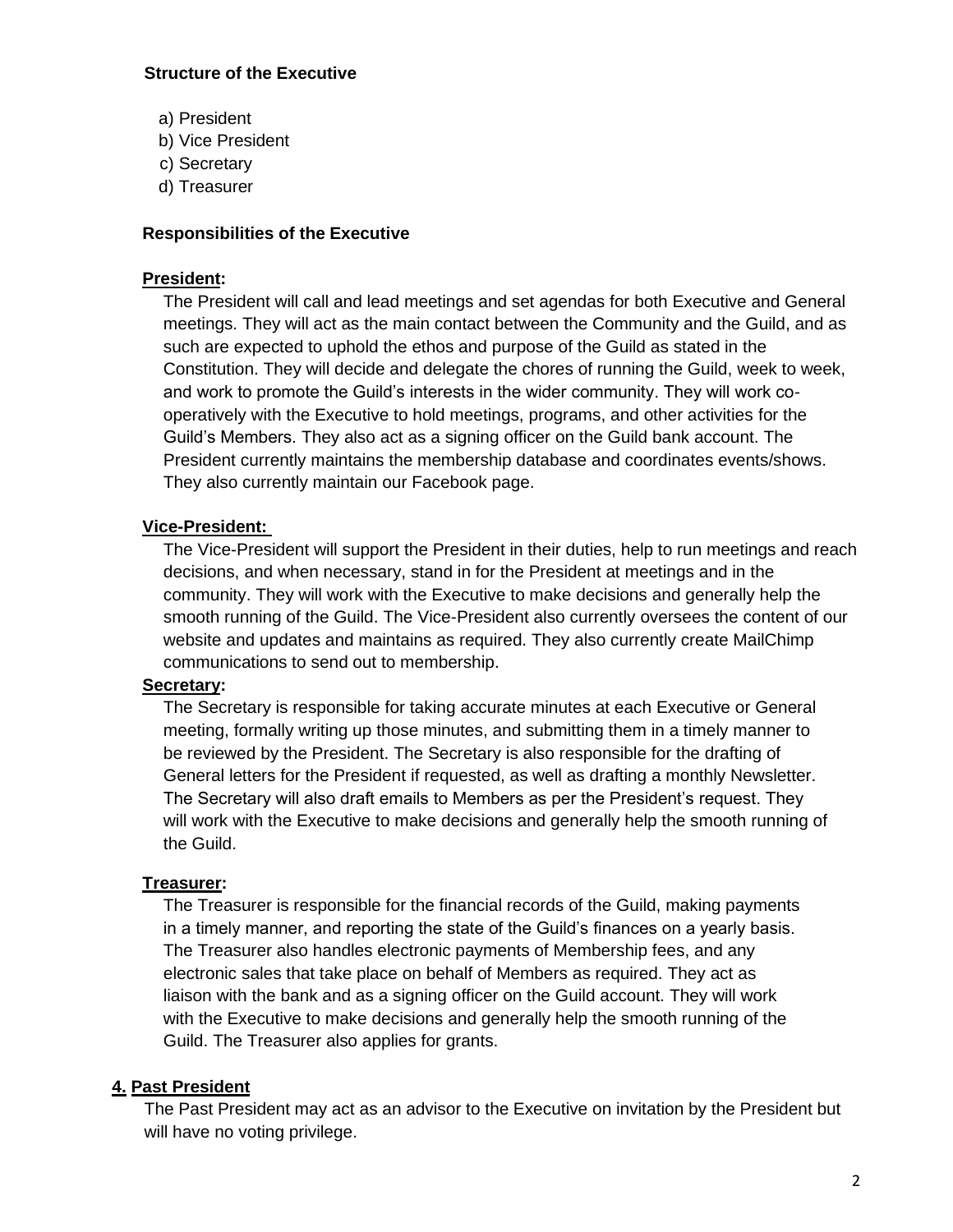### Structure of the Executive

a) President
b) Vice President
c) Secretary
d) Treasurer

### Responsibilities of the Executive

**President:**

The President will call and lead meetings and set agendas for both Executive and General meetings. They will act as the main contact between the Community and the Guild, and as such are expected to uphold the ethos and purpose of the Guild as stated in the Constitution. They will decide and delegate the chores of running the Guild, week to week, and work to promote the Guild's interests in the wider community. They will work co-operatively with the Executive to hold meetings, programs, and other activities for the Guild's Members. They also act as a signing officer on the Guild bank account. The President currently maintains the membership database and coordinates events/shows. They also currently maintain our Facebook page.

**Vice-President:**

The Vice-President will support the President in their duties, help to run meetings and reach decisions, and when necessary, stand in for the President at meetings and in the community. They will work with the Executive to make decisions and generally help the smooth running of the Guild. The Vice-President also currently oversees the content of our website and updates and maintains as required. They also currently create MailChimp communications to send out to membership.

**Secretary:**

The Secretary is responsible for taking accurate minutes at each Executive or General meeting, formally writing up those minutes, and submitting them in a timely manner to be reviewed by the President. The Secretary is also responsible for the drafting of General letters for the President if requested, as well as drafting a monthly Newsletter. The Secretary will also draft emails to Members as per the President's request. They will work with the Executive to make decisions and generally help the smooth running of the Guild.

**Treasurer:**

The Treasurer is responsible for the financial records of the Guild, making payments in a timely manner, and reporting the state of the Guild's finances on a yearly basis. The Treasurer also handles electronic payments of Membership fees, and any electronic sales that take place on behalf of Members as required. They act as liaison with the bank and as a signing officer on the Guild account. They will work with the Executive to make decisions and generally help the smooth running of the Guild. The Treasurer also applies for grants.

## 4. Past President

The Past President may act as an advisor to the Executive on invitation by the President but will have no voting privilege.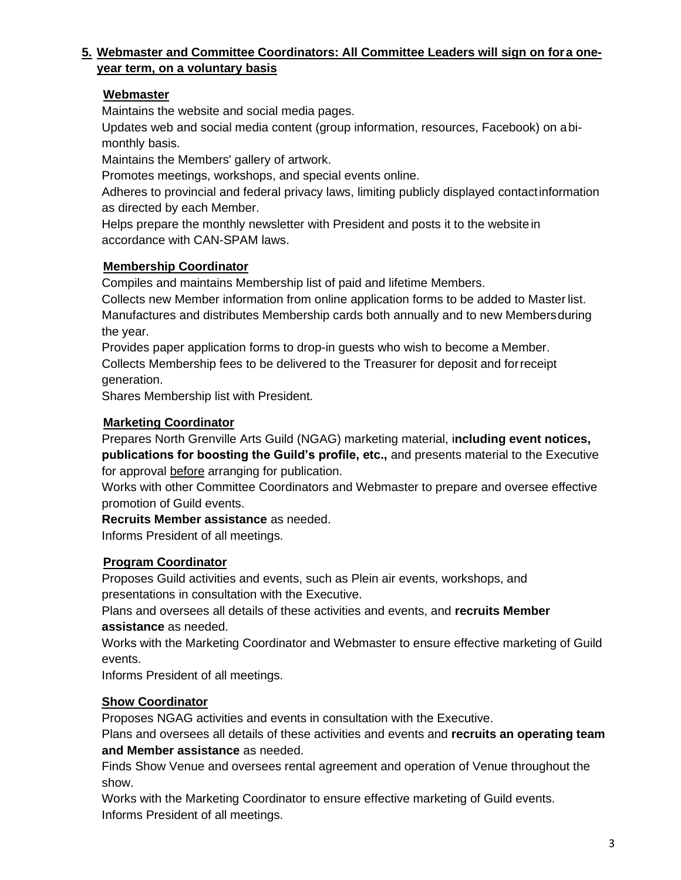## 5. Webmaster and Committee Coordinators: All Committee Leaders will sign on for a one-year term, on a voluntary basis

### Webmaster

Maintains the website and social media pages.

Updates web and social media content (group information, resources, Facebook) on a bi-monthly basis.

Maintains the Members' gallery of artwork.

Promotes meetings, workshops, and special events online.

Adheres to provincial and federal privacy laws, limiting publicly displayed contact information as directed by each Member.

Helps prepare the monthly newsletter with President and posts it to the website in accordance with CAN-SPAM laws.

### Membership Coordinator

Compiles and maintains Membership list of paid and lifetime Members.

Collects new Member information from online application forms to be added to Master list.

Manufactures and distributes Membership cards both annually and to new Members during the year.

Provides paper application forms to drop-in guests who wish to become a Member.

Collects Membership fees to be delivered to the Treasurer for deposit and for receipt generation.

Shares Membership list with President.

### Marketing Coordinator

Prepares North Grenville Arts Guild (NGAG) marketing material, i**ncluding event notices, publications for boosting the Guild's profile, etc.,** and presents material to the Executive for approval <u>before</u> arranging for publication.

Works with other Committee Coordinators and Webmaster to prepare and oversee effective promotion of Guild events.

**Recruits Member assistance** as needed.

Informs President of all meetings.

### Program Coordinator

Proposes Guild activities and events, such as Plein air events, workshops, and presentations in consultation with the Executive.

Plans and oversees all details of these activities and events, and **recruits Member assistance** as needed.

Works with the Marketing Coordinator and Webmaster to ensure effective marketing of Guild events.

Informs President of all meetings.

### Show Coordinator

Proposes NGAG activities and events in consultation with the Executive.

Plans and oversees all details of these activities and events and **recruits an operating team and Member assistance** as needed.

Finds Show Venue and oversees rental agreement and operation of Venue throughout the show.

Works with the Marketing Coordinator to ensure effective marketing of Guild events.

Informs President of all meetings.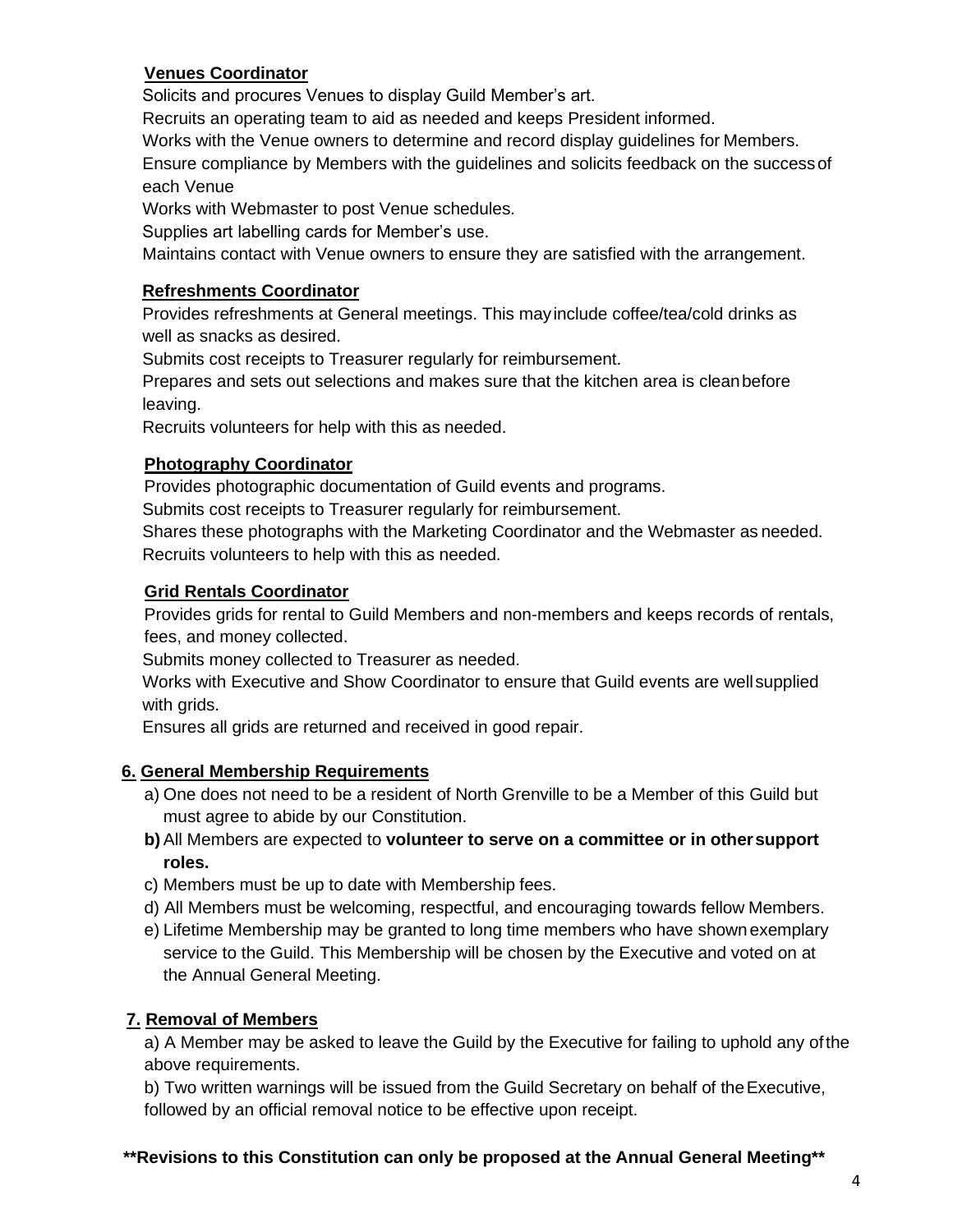**Venues Coordinator**

Solicits and procures Venues to display Guild Member's art.
Recruits an operating team to aid as needed and keeps President informed.
Works with the Venue owners to determine and record display guidelines for Members.
Ensure compliance by Members with the guidelines and solicits feedback on the success of each Venue
Works with Webmaster to post Venue schedules.
Supplies art labelling cards for Member's use.
Maintains contact with Venue owners to ensure they are satisfied with the arrangement.

**Refreshments Coordinator**

Provides refreshments at General meetings. This may include coffee/tea/cold drinks as well as snacks as desired.
Submits cost receipts to Treasurer regularly for reimbursement.
Prepares and sets out selections and makes sure that the kitchen area is clean before leaving.
Recruits volunteers for help with this as needed.

**Photography Coordinator**

Provides photographic documentation of Guild events and programs.
Submits cost receipts to Treasurer regularly for reimbursement.
Shares these photographs with the Marketing Coordinator and the Webmaster as needed.
Recruits volunteers to help with this as needed.

**Grid Rentals Coordinator**

Provides grids for rental to Guild Members and non-members and keeps records of rentals, fees, and money collected.
Submits money collected to Treasurer as needed.
Works with Executive and Show Coordinator to ensure that Guild events are well supplied with grids.
Ensures all grids are returned and received in good repair.

## 6. General Membership Requirements

a) One does not need to be a resident of North Grenville to be a Member of this Guild but must agree to abide by our Constitution.

**b)** All Members are expected to **volunteer to serve on a committee or in other support roles.**

c) Members must be up to date with Membership fees.

d) All Members must be welcoming, respectful, and encouraging towards fellow Members.

e) Lifetime Membership may be granted to long time members who have shown exemplary service to the Guild. This Membership will be chosen by the Executive and voted on at the Annual General Meeting.

## 7. Removal of Members

a) A Member may be asked to leave the Guild by the Executive for failing to uphold any of the above requirements.

b) Two written warnings will be issued from the Guild Secretary on behalf of the Executive, followed by an official removal notice to be effective upon receipt.

**\*\*Revisions to this Constitution can only be proposed at the Annual General Meeting\*\***